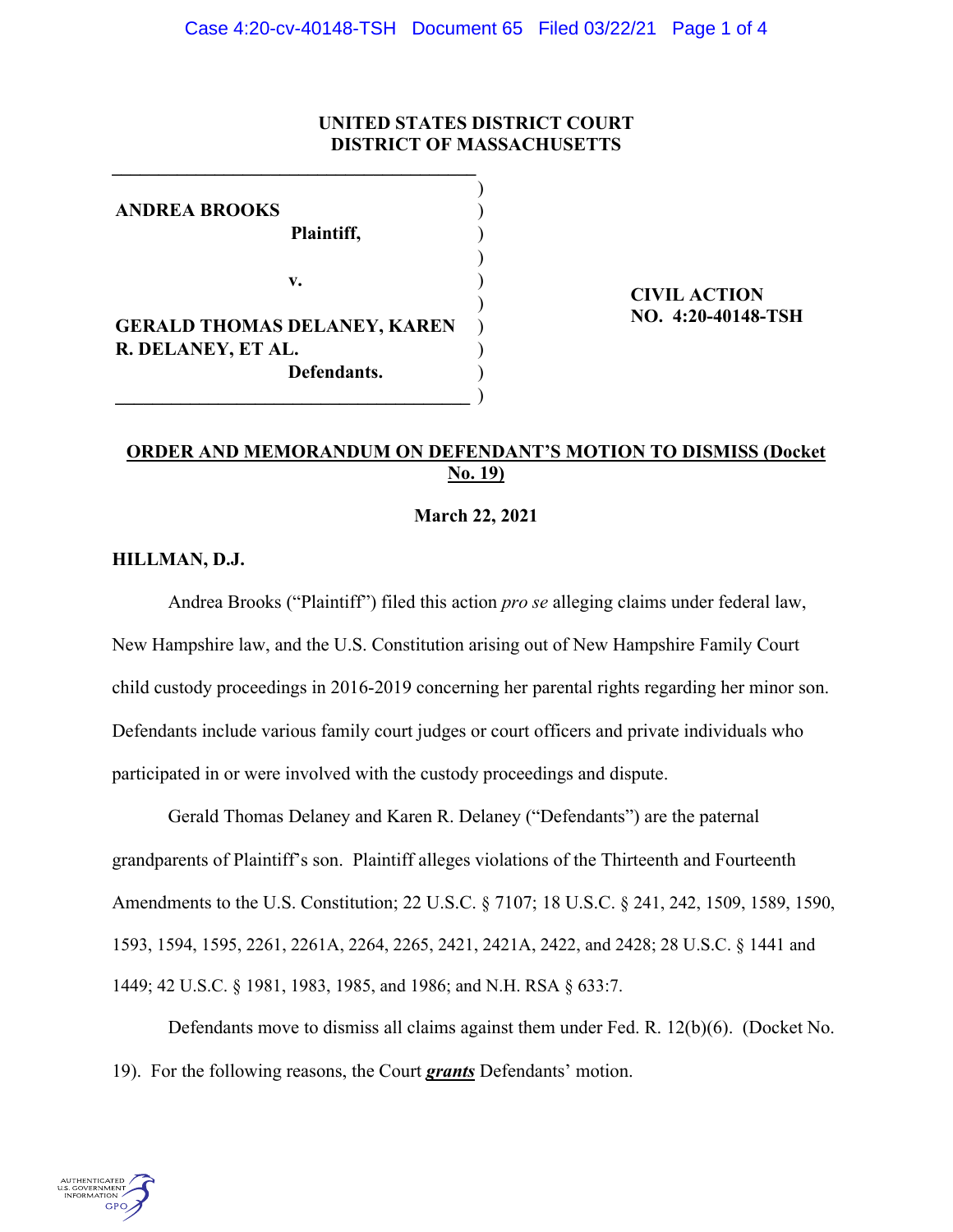**UNITED STATES DISTRICT COURT**
**DISTRICT OF MASSACHUSETTS**

| | |
|---|---|
| **ANDREA BROOKS**<br>**Plaintiff,**<br><br>**v.**<br><br>**GERALD THOMAS DELANEY, KAREN R. DELANEY, ET AL.**<br>**Defendants.** | **CIVIL ACTION NO. 4:20-40148-TSH** |

**ORDER AND MEMORANDUM ON DEFENDANT'S MOTION TO DISMISS (Docket No. 19)**

**March 22, 2021**

**HILLMAN, D.J.**

Andrea Brooks ("Plaintiff") filed this action *pro se* alleging claims under federal law, New Hampshire law, and the U.S. Constitution arising out of New Hampshire Family Court child custody proceedings in 2016-2019 concerning her parental rights regarding her minor son. Defendants include various family court judges or court officers and private individuals who participated in or were involved with the custody proceedings and dispute.

Gerald Thomas Delaney and Karen R. Delaney ("Defendants") are the paternal grandparents of Plaintiff's son. Plaintiff alleges violations of the Thirteenth and Fourteenth Amendments to the U.S. Constitution; 22 U.S.C. § 7107; 18 U.S.C. § 241, 242, 1509, 1589, 1590, 1593, 1594, 1595, 2261, 2261A, 2264, 2265, 2421, 2421A, 2422, and 2428; 28 U.S.C. § 1441 and 1449; 42 U.S.C. § 1981, 1983, 1985, and 1986; and N.H. RSA § 633:7.

Defendants move to dismiss all claims against them under Fed. R. 12(b)(6). (Docket No. 19). For the following reasons, the Court ***grants*** Defendants' motion.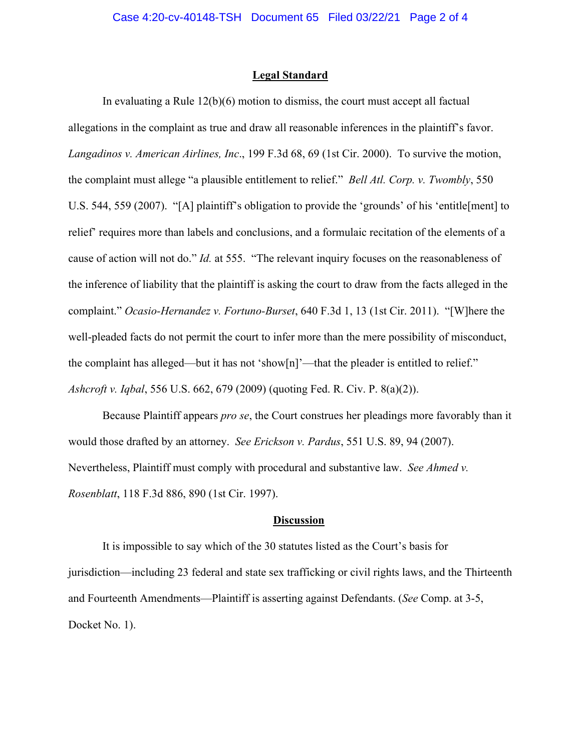## Legal Standard

In evaluating a Rule 12(b)(6) motion to dismiss, the court must accept all factual allegations in the complaint as true and draw all reasonable inferences in the plaintiff's favor. *Langadinos v. American Airlines, Inc*., 199 F.3d 68, 69 (1st Cir. 2000). To survive the motion, the complaint must allege "a plausible entitlement to relief." *Bell Atl. Corp. v. Twombly*, 550 U.S. 544, 559 (2007). "[A] plaintiff's obligation to provide the 'grounds' of his 'entitle[ment] to relief' requires more than labels and conclusions, and a formulaic recitation of the elements of a cause of action will not do." *Id.* at 555. "The relevant inquiry focuses on the reasonableness of the inference of liability that the plaintiff is asking the court to draw from the facts alleged in the complaint." *Ocasio-Hernandez v. Fortuno-Burset*, 640 F.3d 1, 13 (1st Cir. 2011). "[W]here the well-pleaded facts do not permit the court to infer more than the mere possibility of misconduct, the complaint has alleged—but it has not 'show[n]'—that the pleader is entitled to relief." *Ashcroft v. Iqbal*, 556 U.S. 662, 679 (2009) (quoting Fed. R. Civ. P. 8(a)(2)).

Because Plaintiff appears *pro se*, the Court construes her pleadings more favorably than it would those drafted by an attorney. *See Erickson v. Pardus*, 551 U.S. 89, 94 (2007). Nevertheless, Plaintiff must comply with procedural and substantive law. *See Ahmed v. Rosenblatt*, 118 F.3d 886, 890 (1st Cir. 1997).

## Discussion

It is impossible to say which of the 30 statutes listed as the Court's basis for jurisdiction—including 23 federal and state sex trafficking or civil rights laws, and the Thirteenth and Fourteenth Amendments—Plaintiff is asserting against Defendants. (*See* Comp. at 3-5, Docket No. 1).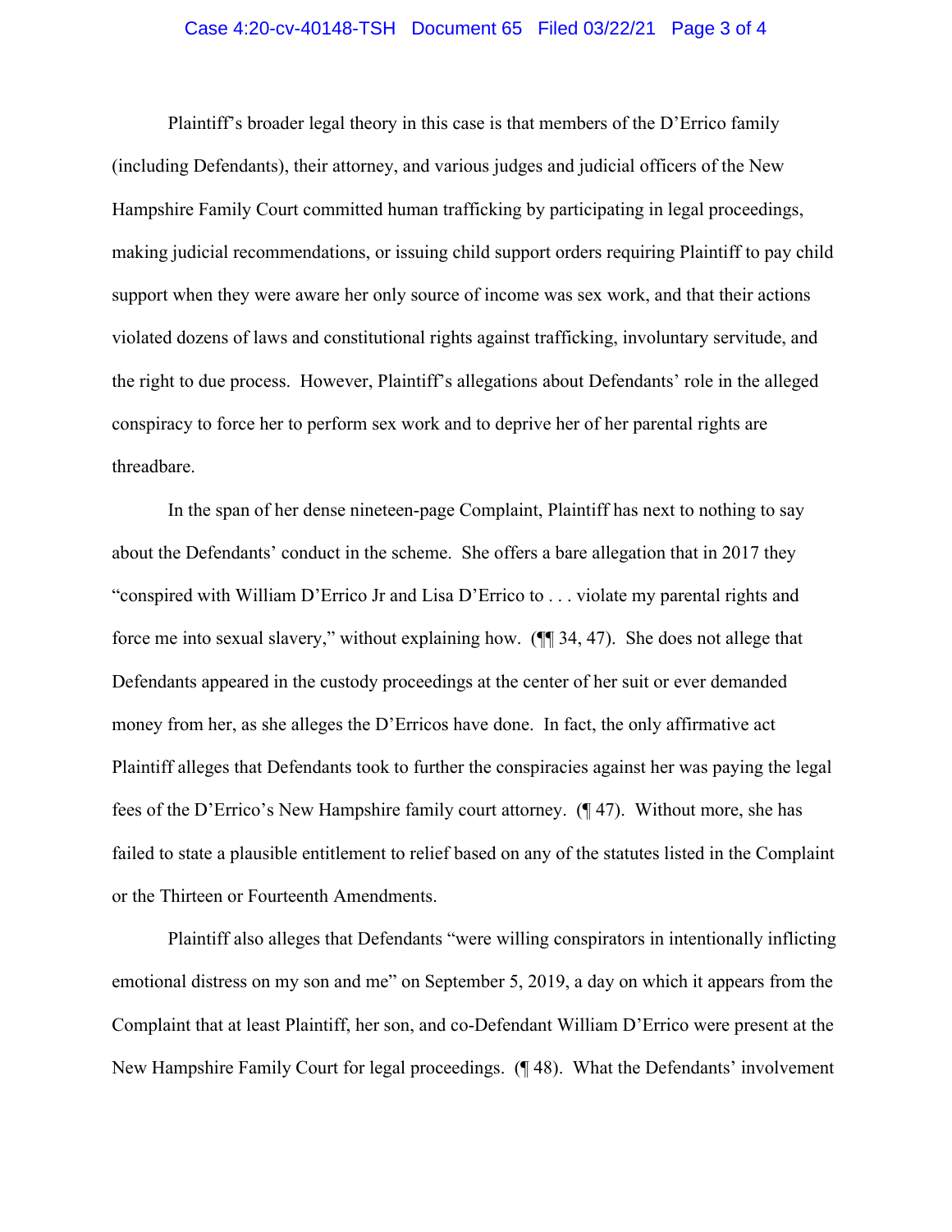Plaintiff's broader legal theory in this case is that members of the D'Errico family (including Defendants), their attorney, and various judges and judicial officers of the New Hampshire Family Court committed human trafficking by participating in legal proceedings, making judicial recommendations, or issuing child support orders requiring Plaintiff to pay child support when they were aware her only source of income was sex work, and that their actions violated dozens of laws and constitutional rights against trafficking, involuntary servitude, and the right to due process. However, Plaintiff's allegations about Defendants' role in the alleged conspiracy to force her to perform sex work and to deprive her of her parental rights are threadbare.

In the span of her dense nineteen-page Complaint, Plaintiff has next to nothing to say about the Defendants' conduct in the scheme. She offers a bare allegation that in 2017 they "conspired with William D'Errico Jr and Lisa D'Errico to . . . violate my parental rights and force me into sexual slavery," without explaining how. (¶¶ 34, 47). She does not allege that Defendants appeared in the custody proceedings at the center of her suit or ever demanded money from her, as she alleges the D'Erricos have done. In fact, the only affirmative act Plaintiff alleges that Defendants took to further the conspiracies against her was paying the legal fees of the D'Errico's New Hampshire family court attorney. (¶ 47). Without more, she has failed to state a plausible entitlement to relief based on any of the statutes listed in the Complaint or the Thirteen or Fourteenth Amendments.

Plaintiff also alleges that Defendants "were willing conspirators in intentionally inflicting emotional distress on my son and me" on September 5, 2019, a day on which it appears from the Complaint that at least Plaintiff, her son, and co-Defendant William D'Errico were present at the New Hampshire Family Court for legal proceedings. (¶ 48). What the Defendants' involvement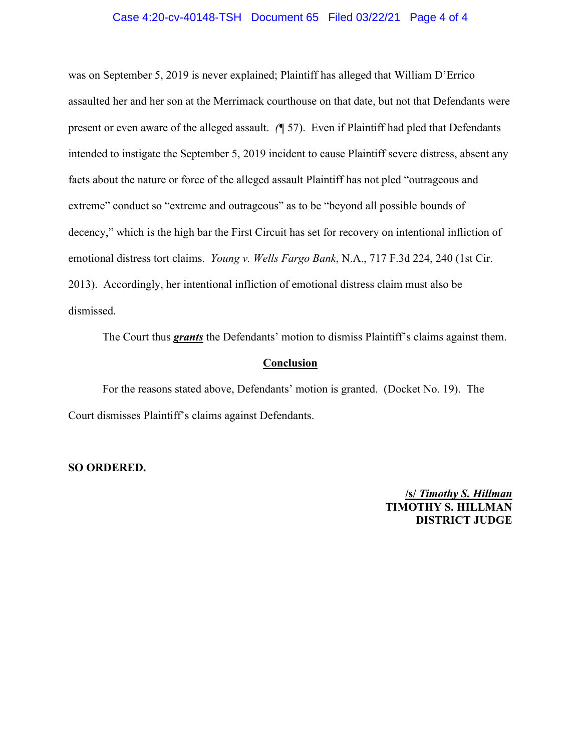was on September 5, 2019 is never explained; Plaintiff has alleged that William D'Errico assaulted her and her son at the Merrimack courthouse on that date, but not that Defendants were present or even aware of the alleged assault. *(*¶ 57). Even if Plaintiff had pled that Defendants intended to instigate the September 5, 2019 incident to cause Plaintiff severe distress, absent any facts about the nature or force of the alleged assault Plaintiff has not pled "outrageous and extreme" conduct so "extreme and outrageous" as to be "beyond all possible bounds of decency," which is the high bar the First Circuit has set for recovery on intentional infliction of emotional distress tort claims. *Young v. Wells Fargo Bank*, N.A., 717 F.3d 224, 240 (1st Cir. 2013). Accordingly, her intentional infliction of emotional distress claim must also be dismissed.

The Court thus ***grants*** the Defendants' motion to dismiss Plaintiff's claims against them.

## Conclusion

For the reasons stated above, Defendants' motion is granted. (Docket No. 19). The Court dismisses Plaintiff's claims against Defendants.

**SO ORDERED.**

**/s/ *Timothy S. Hillman***
**TIMOTHY S. HILLMAN**
**DISTRICT JUDGE**